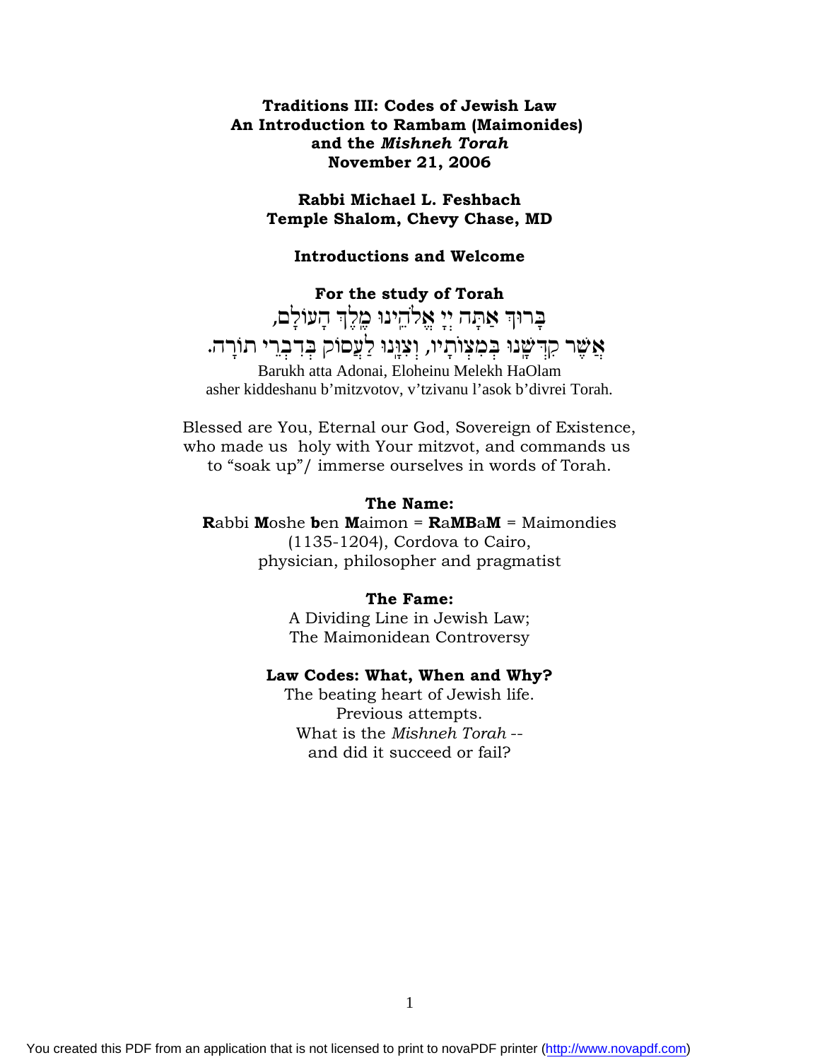**Traditions III: Codes of Jewish Law**
**An Introduction to Rambam (Maimonides)**
**and the *Mishneh Torah***
**November 21, 2006**

**Rabbi Michael L. Feshbach**
**Temple Shalom, Chevy Chase, MD**

**Introductions and Welcome**

**For the study of Torah**

בָּרוּךְ אַתָּה יְיָ אֱלֹהֵינוּ מֶלֶךְ הָעוֹלָם,
אֲשֶׁר קִדְּשָׁנוּ בְּמִצְוֹתָיו, וְצִוָּנוּ לַעֲסוֹק בְּדִבְרֵי תוֹרָה.

Barukh atta Adonai, Eloheinu Melekh HaOlam
asher kiddeshanu b'mitzvotov, v'tzivanu l'asok b'divrei Torah.

Blessed are You, Eternal our God, Sovereign of Existence,
who made us holy with Your mitzvot, and commands us
to "soak up"/ immerse ourselves in words of Torah.

**The Name:**

**R**abbi **M**oshe **b**en **M**aimon = **R**a**MB**a**M** = Maimondies
(1135-1204), Cordova to Cairo,
physician, philosopher and pragmatist

**The Fame:**

A Dividing Line in Jewish Law;
The Maimonidean Controversy

**Law Codes: What, When and Why?**

The beating heart of Jewish life.
Previous attempts.
What is the *Mishneh Torah* --
and did it succeed or fail?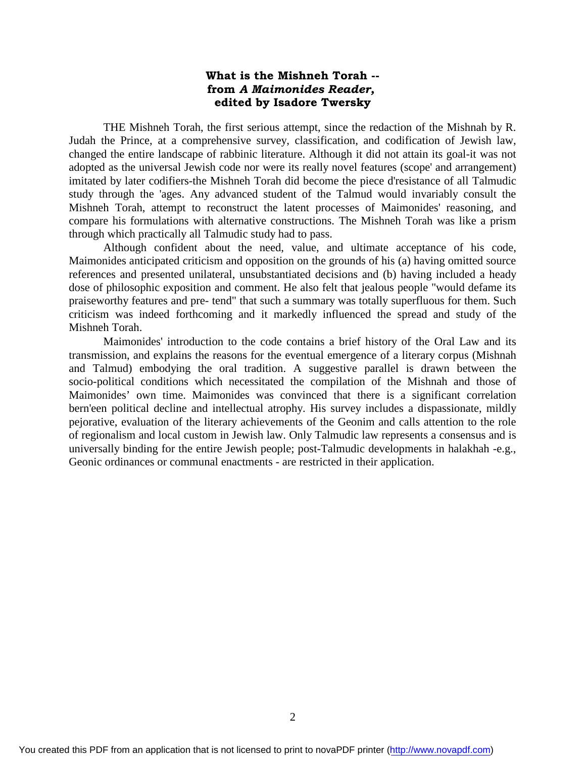**What is the Mishneh Torah --**
**from *A Maimonides Reader*,**
**edited by Isadore Twersky**

THE Mishneh Torah, the first serious attempt, since the redaction of the Mishnah by R. Judah the Prince, at a comprehensive survey, classification, and codification of Jewish law, changed the entire landscape of rabbinic literature. Although it did not attain its goal-it was not adopted as the universal Jewish code nor were its really novel features (scope' and arrangement) imitated by later codifiers-the Mishneh Torah did become the piece d'resistance of all Talmudic study through the 'ages. Any advanced student of the Talmud would invariably consult the Mishneh Torah, attempt to reconstruct the latent processes of Maimonides' reasoning, and compare his formulations with alternative constructions. The Mishneh Torah was like a prism through which practically all Talmudic study had to pass.

Although confident about the need, value, and ultimate acceptance of his code, Maimonides anticipated criticism and opposition on the grounds of his (a) having omitted source references and presented unilateral, unsubstantiated decisions and (b) having included a heady dose of philosophic exposition and comment. He also felt that jealous people "would defame its praiseworthy features and pre- tend" that such a summary was totally superfluous for them. Such criticism was indeed forthcoming and it markedly influenced the spread and study of the Mishneh Torah.

Maimonides' introduction to the code contains a brief history of the Oral Law and its transmission, and explains the reasons for the eventual emergence of a literary corpus (Mishnah and Talmud) embodying the oral tradition. A suggestive parallel is drawn between the socio-political conditions which necessitated the compilation of the Mishnah and those of Maimonides' own time. Maimonides was convinced that there is a significant correlation bern'een political decline and intellectual atrophy. His survey includes a dispassionate, mildly pejorative, evaluation of the literary achievements of the Geonim and calls attention to the role of regionalism and local custom in Jewish law. Only Talmudic law represents a consensus and is universally binding for the entire Jewish people; post-Talmudic developments in halakhah -e.g., Geonic ordinances or communal enactments - are restricted in their application.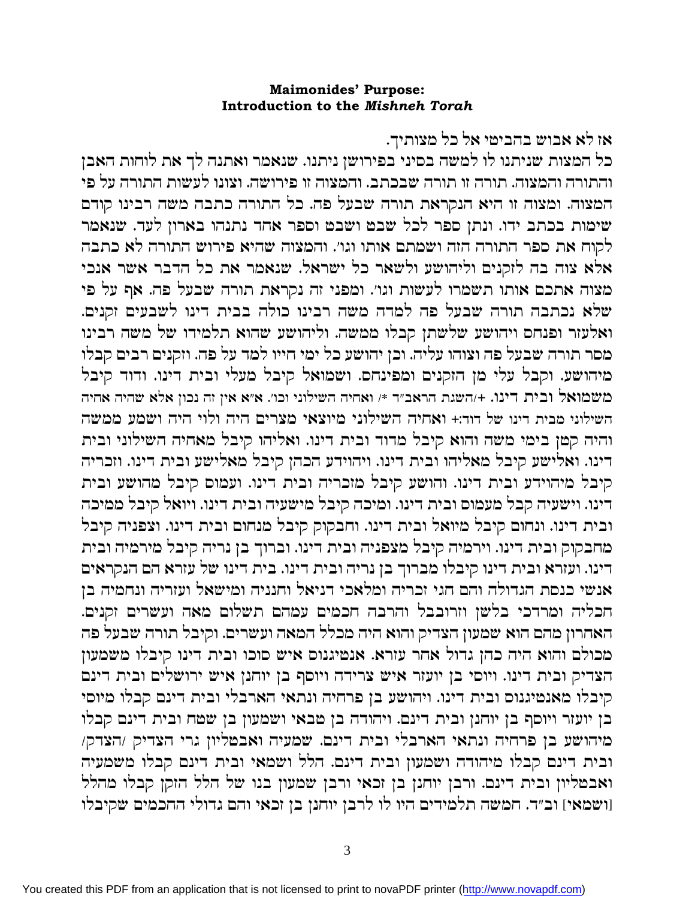**Maimonides' Purpose:**
**Introduction to the *Mishneh Torah***

אז לא אבוש בהביטי אל כל מצותיך.
כל המצות שניתנו לו למשה בסיני בפירושן ניתנו. שנאמר ואתנה לך את לוחות האבן והתורה והמצוה. תורה זו תורה שבכתב. והמצוה זו פירושה. וצונו לעשות התורה על פי המצוה. ומצוה זו היא הנקראת תורה שבעל פה. כל התורה כתבה משה רבינו קודם שימות בכתב ידו. ונתן ספר לכל שבט ושבט וספר אחד נתנהו בארון לעד. שנאמר לקוח את ספר התורה הזה ושמתם אותו וגו׳. והמצוה שהיא פירוש התורה לא כתבה אלא צוה בה לזקנים וליהושע ולשאר כל ישראל. שנאמר את כל הדבר אשר אנכי מצוה אתכם אותו תשמרו לעשות וגו׳. ומפני זה נקראת תורה שבעל פה. אף על פי שלא נכתבה תורה שבעל פה למדה משה רבינו כולה בבית דינו לשבעים זקנים. ואלעזר ופנחס ויהושע שלשתן קבלו ממשה. וליהושע שהוא תלמידו של משה רבינו מסר תורה שבעל פה וצוהו עליה. וכן יהושע כל ימי חייו למד על פה. וזקנים רבים קבלו מיהושע. וקבל עלי מן הזקנים ומפינחס. ושמואל קיבל מעלי ובית דינו. ודוד קיבל משמואל ובית דינו. +/השגת הראב״ד */ ואחיה השילוני וכו׳. א״א אין זה נכון אלא שהיה אחיה השילוני מבית דינו של דוד:+ ואחיה השילוני מיוצאי מצרים היה ולוי היה ושמע ממשה והיה קטן בימי משה והוא קיבל מדוד ובית דינו. ואליהו קיבל מאחיה השילוני ובית דינו. ואלישע קיבל מאליהו ובית דינו. ויהוידע הכהן קיבל מאלישע ובית דינו. וזכריה קיבל מיהוידע ובית דינו. והושע קיבל מזכריה ובית דינו. ועמוס קיבל מהושע ובית דינו. וישעיה קבל מעמוס ובית דינו. ומיכה קיבל מישעיה ובית דינו. ויואל קיבל ממיכה ובית דינו. ונחום קיבל מיואל ובית דינו. וחבקוק קיבל מנחום ובית דינו. וצפניה קיבל מחבקוק ובית דינו. וירמיה קיבל מצפניה ובית דינו. וברוך בן נריה קיבל מירמיה ובית דינו. ועזרא ובית דינו קיבלו מברוך בן נריה ובית דינו. בית דינו של עזרא הם הנקראים אנשי כנסת הגדולה והם חגי זכריה ומלאכי דניאל וחנניה ומישאל ועזריה ונחמיה בן חכליה ומרדכי בלשן וזרובבל והרבה חכמים עמהם תשלום מאה ועשרים זקנים. האחרון מהם הוא שמעון הצדיק והוא היה מכלל המאה ועשרים. וקיבל תורה שבעל פה מכולם והוא היה כהן גדול אחר עזרא. אנטיגנוס איש סוכו ובית דינו קיבלו משמעון הצדיק ובית דינו. ויוסי בן יועזר איש צרידה ויוסף בן יוחנן איש ירושלים ובית דינם קיבלו מאנטיגנוס ובית דינו. ויהושע בן פרחיה ונתאי הארבלי ובית דינם קבלו מיוסי בן יועזר ויוסף בן יוחנן ובית דינם. ויהודה בן טבאי ושמעון בן שטח ובית דינם קבלו מיהושע בן פרחיה ונתאי הארבלי ובית דינם. שמעיה ואבטליון גרי הצדיק /הצדק/ ובית דינם קבלו מיהודה ושמעון ובית דינם. הלל ושמאי ובית דינם קבלו משמעיה ואבטליון ובית דינם. ורבן יוחנן בן זכאי ורבן שמעון בנו של הלל הזקן קבלו מהלל [ושמאי] וב״ד. חמשה תלמידים היו לו לרבן יוחנן בן זכאי והם גדולי החכמים שקיבלו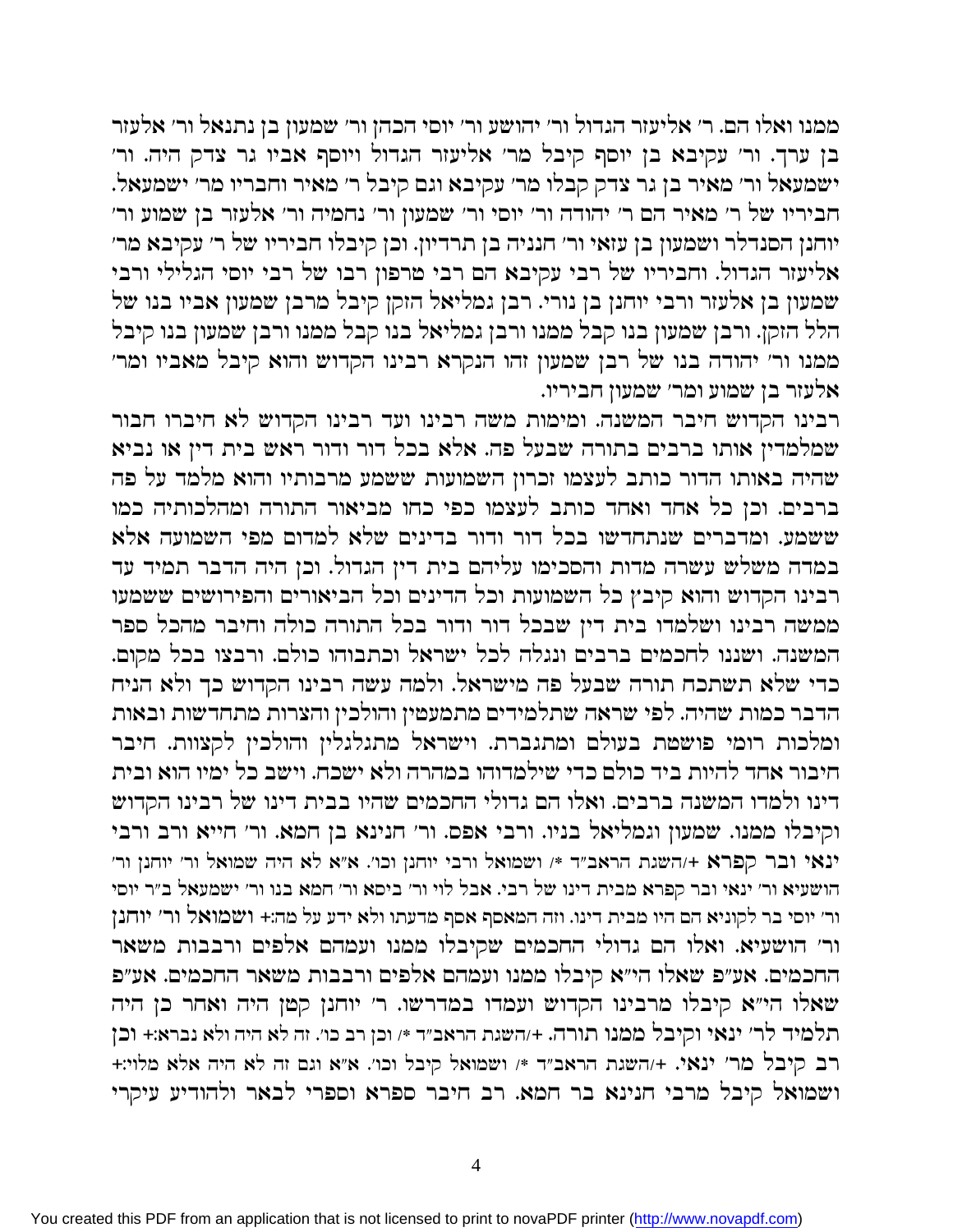ממנו ואלו הם. ר' אליעזר הגדול ור' יהושע ור' יוסי הכהן ור' שמעון בן נתנאל ור' אלעזר בן ערך. ור' עקיבא בן יוסף קיבל מר' אליעזר הגדול ויוסף אביו גר צדק היה. ור' ישמעאל ור' מאיר בן גר צדק קבלו מר' עקיבא וגם קיבל ר' מאיר וחבריו מר' ישמעאל. חביריו של ר' מאיר הם ר' יהודה ור' יוסי ור' שמעון ור' נחמיה ור' אלעזר בן שמוע ור' יוחנן הסנדלר ושמעון בן עזאי ור' חנניה בן תרדיון. וכן קיבלו חביריו של ר' עקיבא מר' אליעזר הגדול. וחביריו של רבי עקיבא הם רבי טרפון רבו של רבי יוסי הגלילי ורבי שמעון בן אלעזר ורבי יוחנן בן נורי. רבן גמליאל הזקן קיבל מרבן שמעון אביו בנו של הלל הזקן. ורבן שמעון בנו קבל ממנו ורבן גמליאל בנו קבל ממנו ורבן שמעון בנו קיבל ממנו ור' יהודה בנו של רבן שמעון זהו הנקרא רבינו הקדוש והוא קיבל מאביו ומר' אלעזר בן שמוע ומר' שמעון חביריו.

רבינו הקדוש חיבר המשנה. ומימות משה רבינו ועד רבינו הקדוש לא חיברו חבור שמלמדין אותו ברבים בתורה שבעל פה. אלא בכל דור ודור ראש בית דין או נביא שהיה באותו הדור כותב לעצמו זכרון השמועות ששמע מרבותיו והוא מלמד על פה ברבים. וכן כל אחד ואחד כותב לעצמו כפי כחו מביאור התורה ומהלכותיה כמו ששמע. ומדברים שנתחדשו בכל דור ודור בדינים שלא למדום מפי השמועה אלא במדה משלש עשרה מדות והסכימו עליהם בית דין הגדול. וכן היה הדבר תמיד עד רבינו הקדוש והוא קיבץ כל השמועות וכל הדינים וכל הביאורים והפירושים ששמעו ממשה רבינו ושלמדו בית דין שבכל דור ודור בכל התורה כולה וחיבר מהכל ספר המשנה. ושננו לחכמים ברבים ונגלה לכל ישראל וכתבוהו כולם. ורבצו בכל מקום. כדי שלא תשתכח תורה שבעל פה מישראל. ולמה עשה רבינו הקדוש כך ולא הניח הדבר כמות שהיה. לפי שראה שתלמידים מתמעטין והולכין והצרות מתחדשות ובאות ומלכות רומי פושטת בעולם ומתגברת. וישראל מתגלגלין והולכין לקצוות. חיבר חיבור אחד להיות ביד כולם כדי שילמדוהו במהרה ולא ישכח. וישב כל ימיו הוא ובית דינו ולמדו המשנה ברבים. ואלו הם גדולי החכמים שהיו בבית דינו של רבינו הקדוש וקיבלו ממנו. שמעון וגמליאל בניו. ורבי אפס. ור' חנינא בן חמא. ור' חייא ורב ורבי ינאי ובר קפרא +/השגת הראב"ד */ ושמואל ורבי יוחנן וכו'. א"א לא היה שמואל ור' יוחנן ור' הושעיא ור' ינאי ובר קפרא מבית דינו של רבי. אבל לוי ור' ביסא ור' חמא בנו ור' ישמעאל ב"ר יוסי ור' יוסי בר לקוניא הם היו מבית דינו. וזה המאסף אסף מדעתו ולא ידע על מה:+ ושמואל ור' יוחנן ור' הושעיא. ואלו הם גדולי החכמים שקיבלו ממנו ועמהם אלפים ורבבות משאר החכמים. אע"פ שאלו הי"א קיבלו ממנו ועמהם אלפים ורבבות משאר החכמים. אע"פ שאלו הי"א קיבלו מרבינו הקדוש ועמדו במדרשו. ר' יוחנן קטן היה ואחר כן היה תלמיד לר' ינאי וקיבל ממנו תורה. +/השגת הראב"ד */ וכן רב כו'. זה לא היה ולא נברא:+ וכן רב קיבל מר' ינאי. +/השגת הראב"ד */ ושמואל קיבל וכו'. א"א וגם זה לא היה אלא מלוי:+ ושמואל קיבל מרבי חנינא בר חמא. רב חיבר ספרא וספרי לבאר ולהודיע עיקרי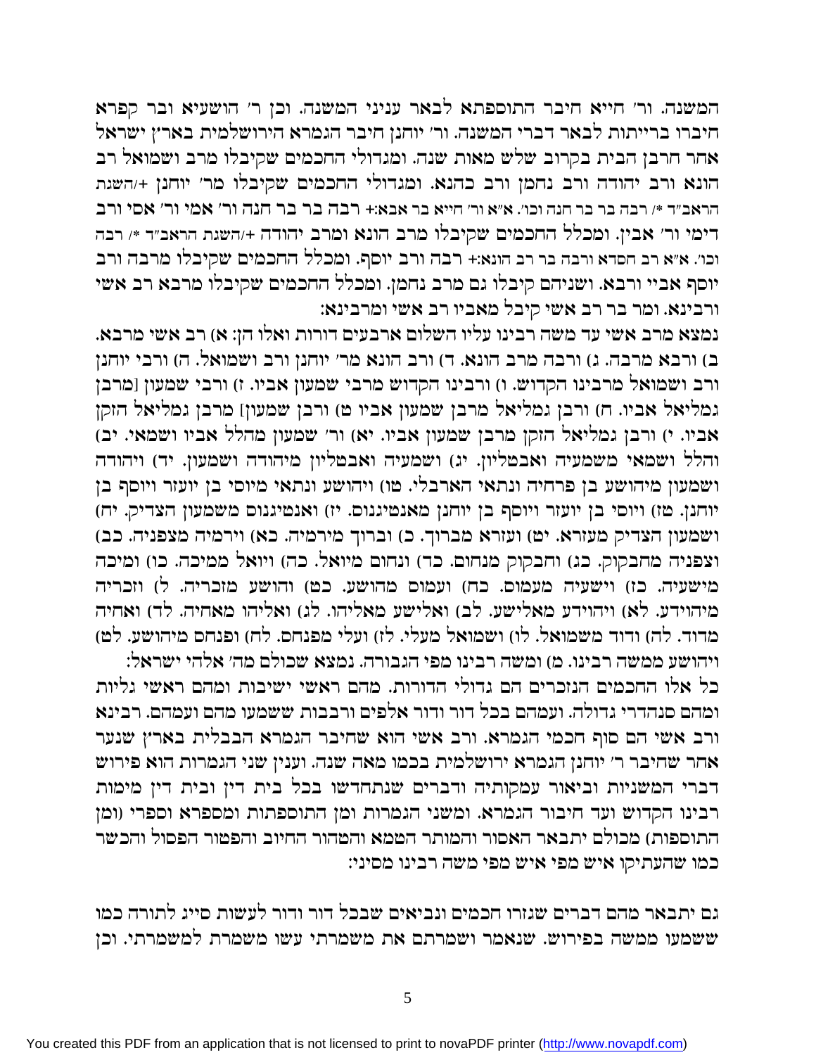המשנה. ור' חייא חיבר התוספתא לבאר עניני המשנה. וכן ר' הושעיא ובר קפרא חיברו ברייתות לבאר דברי המשנה. ור' יוחנן חיבר הגמרא הירושלמית בארץ ישראל אחר חרבן הבית בקרוב שלש מאות שנה. ומגדולי החכמים שקיבלו מרב ושמואל רב הונא ורב יהודה ורב נחמן ורב כהנא. ומגדולי החכמים שקיבלו מר' יוחנן +/השגת הראב"ד */ רבה בר בר חנה וכו'. א"א ור' חייא בר אבא:+ רבה בר בר חנה ור' אמי ור' אסי ורב דימי ור' אבין. ומכלל החכמים שקיבלו מרב הונא ומרב יהודה +/השגת הראב"ד */ רבה וכו'. א"א רב חסדא ורבה בר רב הונא:+ רבה ורב יוסף. ומכלל החכמים שקיבלו מרבה ורב יוסף אביי ורבא. ושניהם קיבלו גם מרב נחמן. ומכלל החכמים שקיבלו מרבא רב אשי ורבינא. ומר בר רב אשי קיבל מאביו רב אשי ומרבינא:

נמצא מרב אשי עד משה רבינו עליו השלום ארבעים דורות ואלו הן: א) רב אשי מרבא. ב) ורבא מרבה. ג) ורבה מרב הונא. ד) ורב הונא מר' יוחנן ורב ושמואל. ה) ורבי יוחנן ורב ושמואל מרבינו הקדוש. ו) ורבינו הקדוש מרבי שמעון אביו. ז) ורבי שמעון [מרבן גמליאל אביו. ח) ורבן גמליאל מרבן שמעון אביו ט) ורבן שמעון] מרבן גמליאל הזקן אביו. י) ורבן גמליאל הזקן מרבן שמעון אביו. יא) ור' שמעון מהלל אביו ושמאי. יב) והלל ושמאי משמעיה ואבטליון. יג) ושמעיה ואבטליון מיהודה ושמעון. יד) ויהודה ושמעון מיהושע בן פרחיה ונתאי הארבלי. טו) ויהושע ונתאי מיוסי בן יועזר ויוסף בן יוחנן. טז) ויוסי בן יועזר ויוסף בן יוחנן מאנטיגנוס. יז) ואנטיגנוס משמעון הצדיק. יח) ושמעון הצדיק מעזרא. יט) ועזרא מברוך. כ) וברוך מירמיה. כא) וירמיה מצפניה. כב) וצפניה מחבקוק. כג) וחבקוק מנחום. כד) ונחום מיואל. כה) ויואל ממיכה. כו) ומיכה מישעיה. כז) וישעיה מעמוס. כח) ועמוס מהושע. כט) והושע מזכריה. ל) וזכריה מיהוידע. לא) ויהוידע מאלישע. לב) ואלישע מאליהו. לג) ואליהו מאחיה. לד) ואחיה מדוד. לה) ודוד משמואל. לו) ושמואל מעלי. לז) ועלי מפנחס. לח) ופנחס מיהושע. לט) ויהושע ממשה רבינו. מ) ומשה רבינו מפי הגבורה. נמצא שכולם מה' אלהי ישראל:

כל אלו החכמים הנזכרים הם גדולי הדורות. מהם ראשי ישיבות ומהם ראשי גליות ומהם סנהדרי גדולה. ועמהם בכל דור ודור אלפים ורבבות ששמעו מהם ועמהם. רבינא ורב אשי הם סוף חכמי הגמרא. ורב אשי הוא שחיבר הגמרא הבבלית בארץ שנער אחר שחיבר ר' יוחנן הגמרא ירושלמית בכמו מאה שנה. וענין שני הגמרות הוא פירוש דברי המשניות וביאור עמקותיה ודברים שנתחדשו בכל בית דין ובית דין מימות רבינו הקדוש ועד חיבור הגמרא. ומשני הגמרות ומן התוספתות ומספרא וספרי (ומן התוספות) מכולם יתבאר האסור והמותר הטמא והטהור החיוב והפטור הפסול והכשר כמו שהעתיקו איש מפי איש מפי משה רבינו מסיני:

גם יתבאר מהם דברים שגזרו חכמים ונביאים שבכל דור ודור לעשות סייג לתורה כמו ששמעו ממשה בפירוש. שנאמר ושמרתם את משמרתי עשו משמרת למשמרתי. וכן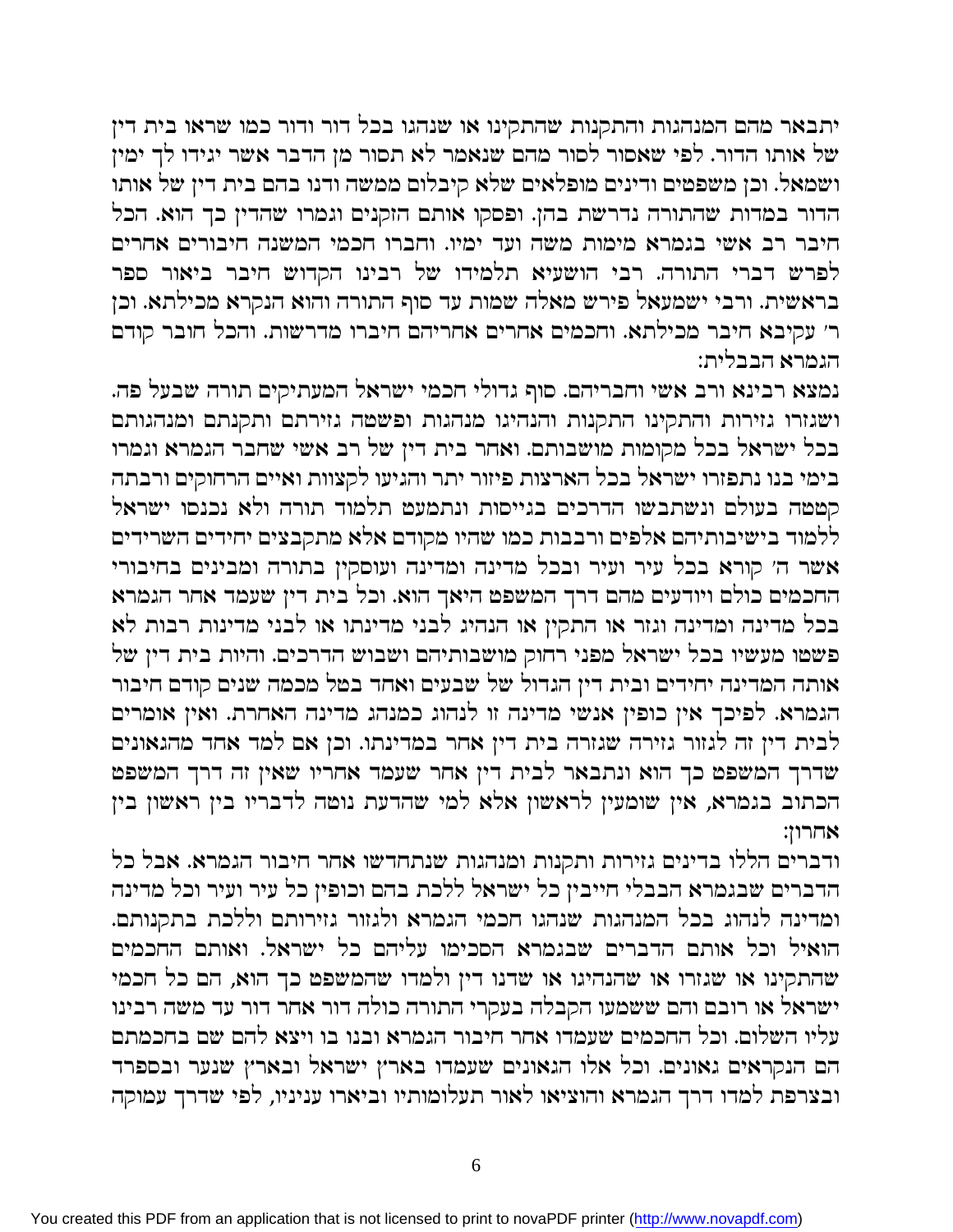יתבאר מהם המנהגות והתקנות שהתקינו או שנהגו בכל דור ודור כמו שראו בית דין של אותו הדור. לפי שאסור לסור מהם שנאמר לא תסור מן הדבר אשר יגידו לך ימין ושמאל. וכן משפטים ודינים מופלאים שלא קיבלום ממשה ודנו בהם בית דין של אותו הדור במדות שהתורה נדרשת בהן. ופסקו אותם הזקנים וגמרו שהדין כך הוא. הכל חיבר רב אשי בגמרא מימות משה ועד ימיו. וחברו חכמי המשנה חיבורים אחרים לפרש דברי התורה. רבי הושעיא תלמידו של רבינו הקדוש חיבר ביאור ספר בראשית. ורבי ישמעאל פירש מאלה שמות עד סוף התורה והוא הנקרא מכילתא. וכן ר' עקיבא חיבר מכילתא. וחכמים אחרים אחריהם חיברו מדרשות. והכל חובר קודם הגמרא הבבלית:

נמצא רבינא ורב אשי וחבריהם. סוף גדולי חכמי ישראל המעתיקים תורה שבעל פה. ושגזרו גזירות והתקינו התקנות והנהיגו מנהגות ופשטה גזירתם ותקנתם ומנהגותם בכל ישראל בכל מקומות מושבותם. ואחר בית דין של רב אשי שחבר הגמרא וגמרו בימי בנו נתפזרו ישראל בכל הארצות פיזור יתר והגיעו לקצוות ואיים הרחוקים ורבתה קטטה בעולם ונשתבשו הדרכים בגייסות ונתמעט תלמוד תורה ולא נכנסו ישראל ללמוד בישיבותיהם אלפים ורבבות כמו שהיו מקודם אלא מתקבצים יחידים השרידים אשר ה' קורא בכל עיר ועיר ובכל מדינה ומדינה ועוסקין בתורה ומבינים בחיבורי החכמים כולם ויודעים מהם דרך המשפט היאך הוא. וכל בית דין שעמד אחר הגמרא בכל מדינה ומדינה וגזר או התקין או הנהיג לבני מדינתו או לבני מדינות רבות לא פשטו מעשיו בכל ישראל מפני רחוק מושבותיהם ושבוש הדרכים. והיות בית דין של אותה המדינה יחידים ובית דין הגדול של שבעים ואחד בטל מכמה שנים קודם חיבור הגמרא. לפיכך אין כופין אנשי מדינה זו לנהוג כמנהג מדינה האחרת. ואין אומרים לבית דין זה לגזור גזירה שגזרה בית דין אחר במדינתו. וכן אם למד אחד מהגאונים שדרך המשפט כך הוא ונתבאר לבית דין אחר שעמד אחריו שאין זה דרך המשפט הכתוב בגמרא, אין שומעין לראשון אלא למי שהדעת נוטה לדבריו בין ראשון בין אחרון:

ודברים הללו בדינים גזירות ותקנות ומנהגות שנתחדשו אחר חיבור הגמרא. אבל כל הדברים שבגמרא הבבלי חייבין כל ישראל ללכת בהם וכופין כל עיר ועיר וכל מדינה ומדינה לנהוג בכל המנהגות שנהגו חכמי הגמרא ולגזור גזירותם וללכת בתקנותם. הואיל וכל אותם הדברים שבגמרא הסכימו עליהם כל ישראל. ואותם החכמים שהתקינו או שגזרו או שהנהיגו או שדנו דין ולמדו שהמשפט כך הוא, הם כל חכמי ישראל או רובם והם ששמעו הקבלה בעקרי התורה כולה דור אחר דור עד משה רבינו עליו השלום. וכל החכמים שעמדו אחר חיבור הגמרא ובנו בו ויצא להם שם בחכמתם הם הנקראים גאונים. וכל אלו הגאונים שעמדו בארץ ישראל ובארץ שנער ובספרד ובצרפת למדו דרך הגמרא והוציאו לאור תעלומותיו וביארו עניניו, לפי שדרך עמוקה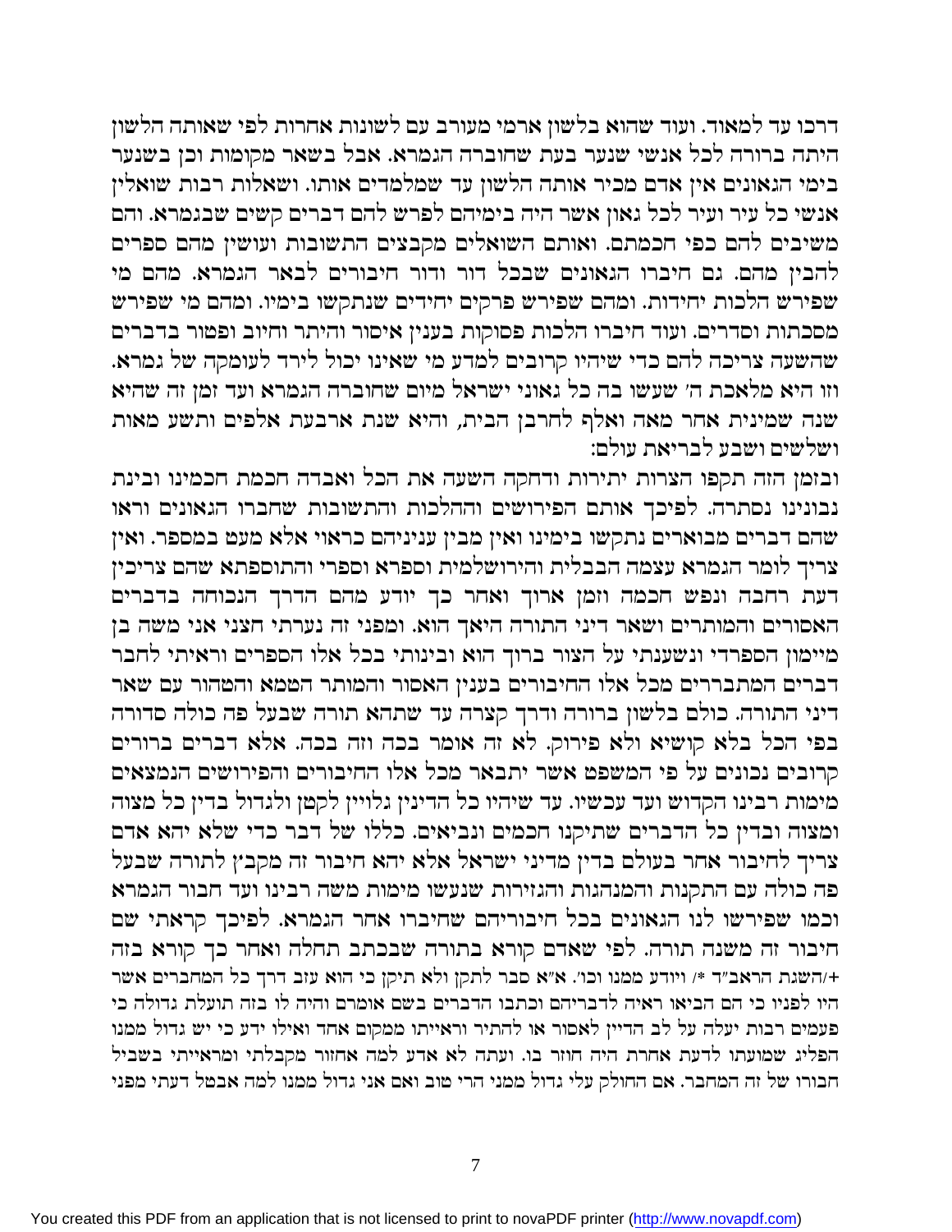דרכו עד למאוד. ועוד שהוא בלשון ארמי מעורב עם לשונות אחרות לפי שאותה הלשון היתה ברורה לכל אנשי שנער בעת שחוברה הגמרא. אבל בשאר מקומות וכן בשנער בימי הגאונים אין אדם מכיר אותה הלשון עד שמלמדים אותו. ושאלות רבות שואלין אנשי כל עיר ועיר לכל גאון אשר היה בימיהם לפרש להם דברים קשים שבגמרא. והם משיבים להם כפי חכמתם. ואותם השואלים מקבצים התשובות ועושין מהם ספרים להבין מהם. גם חיברו הגאונים שבכל דור ודור חיבורים לבאר הגמרא. מהם מי שפירש הלכות יחידות. ומהם שפירש פרקים יחידים שנתקשו בימיו. ומהם מי שפירש מסכתות וסדרים. ועוד חיברו הלכות פסוקות בענין איסור והיתר וחיוב ופטור בדברים שהשעה צריכה להם כדי שיהיו קרובים למדע מי שאינו יכול לירד לעומקה של גמרא. וזו היא מלאכת ה' שעשו בה כל גאוני ישראל מיום שחוברה הגמרא ועד זמן זה שהיא שנה שמינית אחר מאה ואלף לחרבן הבית, והיא שנת ארבעת אלפים ותשע מאות ושלשים ושבע לבריאת עולם:

ובזמן הזה תקפו הצרות יתירות ודחקה השעה את הכל ואבדה חכמת חכמינו ובינת נבונינו נסתרה. לפיכך אותם הפירושים וההלכות והתשובות שחברו הגאונים וראו שהם דברים מבוארים נתקשו בימינו ואין מבין ענייניהם כראוי אלא מעט במספר. ואין צריך לומר הגמרא עצמה הבבלית והירושלמית וספרא וספרי והתוספתא שהם צריכין דעת רחבה ונפש חכמה וזמן ארוך ואחר כך יודע מהם הדרך הנכוחה בדברים האסורים והמותרים ושאר דיני התורה היאך הוא. ומפני זה נערתי חצני אני משה בן מיימון הספרדי ונשענתי על הצור ברוך הוא ובינותי בכל אלו הספרים וראיתי לחבר דברים המתבררים מכל אלו החיבורים בענין האסור והמותר הטמא והטהור עם שאר דיני התורה. כולם בלשון ברורה ודרך קצרה עד שתהא תורה שבעל פה כולה סדורה בפי הכל בלא קושיא ולא פירוק. לא זה אומר בכה וזה בכה. אלא דברים ברורים קרובים נכונים על פי המשפט אשר יתבאר מכל אלו החיבורים והפירושים הנמצאים מימות רבינו הקדוש ועד עכשיו. עד שיהיו כל הדינין גלויין לקטן ולגדול בדין כל מצוה ומצוה ובדין כל הדברים שתיקנו חכמים ונביאים. כללו של דבר כדי שלא יהא אדם צריך לחיבור אחר בעולם בדין מדיני ישראל אלא יהא חיבור זה מקבץ לתורה שבעל פה כולה עם התקנות והמנהגות והגזירות שנעשו מימות משה רבינו ועד חבור הגמרא וכמו שפירשו לנו הגאונים בכל חיבוריהם שחיברו אחר הגמרא. לפיכך קראתי שם חיבור זה משנה תורה. לפי שאדם קורא בתורה שבכתב תחלה ואחר כך קורא בזה

+/השגת הראב"ד \*/ ויודע ממנו וכו'. א"א סבר לתקן ולא תיקן כי הוא עזב דרך כל המחברים אשר היו לפניו כי הם הביאו ראיה לדבריהם וכתבו הדברים בשם אומרם והיה לו בזה תועלת גדולה כי פעמים רבות יעלה על לב הדיין לאסור או להתיר וראייתו ממקום אחד ואילו ידע כי יש גדול ממנו הפליג שמועתו לדעת אחרת היה חוזר בו. ועתה לא אדע למה אחזור מקבלתי ומראייתי בשביל חבורו של זה המחבר. אם החולק עלי גדול ממני הרי טוב ואם אני גדול ממנו למה אבטל דעתי מפני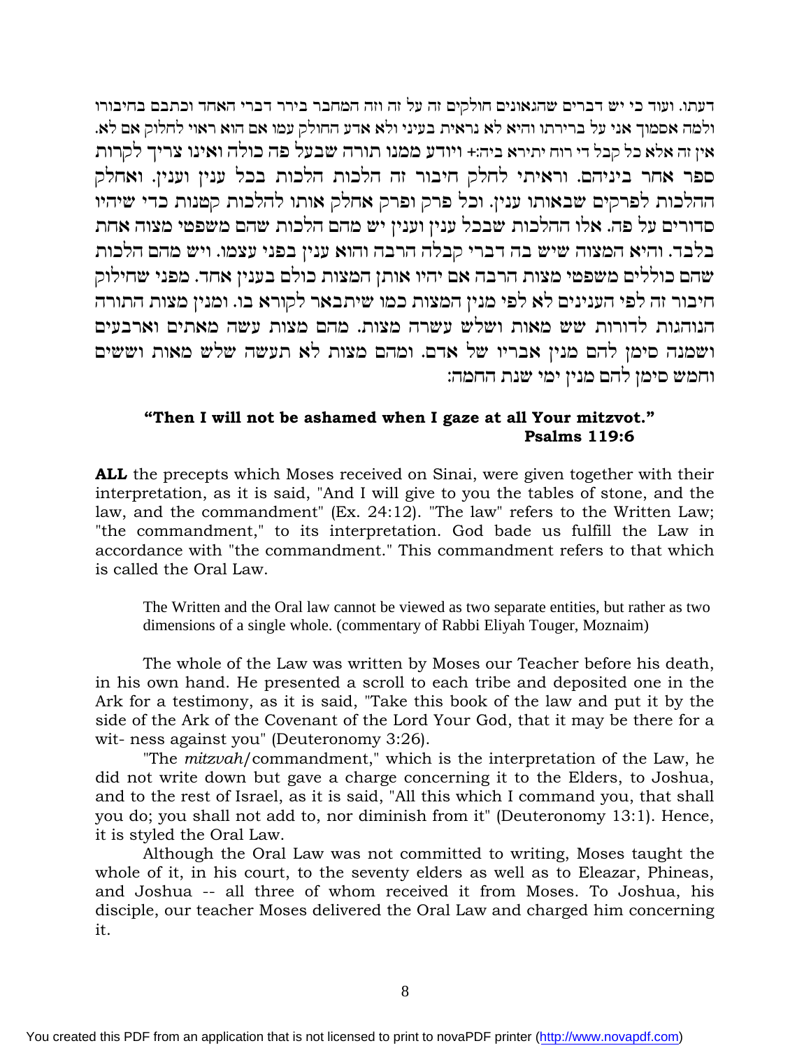דעתו. ועוד כי יש דברים שהגאונים חולקים זה על זה וזה המחבר בירר דברי האחד וכתבם בחיבורו ולמה אסמוך אני על ברירתו והיא לא נראית בעיני ולא אדע החולק עמו אם הוא ראוי לחלוק אם לא. אין זה אלא כל קבל די רוח יתירא ביה:+ ויודע ממנו תורה שבעל פה כולה ואינו צריך לקרות ספר אחר ביניהם. וראיתי לחלק חיבור זה הלכות הלכות בכל ענין וענין. ואחלק ההלכות לפרקים שבאותו ענין. וכל פרק ופרק אחלק אותו להלכות קטנות כדי שיהיו סדורים על פה. אלו ההלכות שבכל ענין וענין יש מהם הלכות שהם משפטי מצוה אחת בלבד. והיא המצוה שיש בה דברי קבלה הרבה והוא ענין בפני עצמו. ויש מהם הלכות שהם כוללים משפטי מצות הרבה אם יהיו אותן המצות כולם בענין אחד. מפני שחילוק חיבור זה לפי הענינים לא לפי מנין המצות כמו שיתבאר לקורא בו. ומנין מצות התורה הנוהגות לדורות שש מאות ושלש עשרה מצות. מהם מצות עשה מאתים וארבעים ושמנה סימן להם מנין אבריו של אדם. ומהם מצות לא תעשה שלש מאות וששים וחמש סימן להם מנין ימי שנת החמה:

**"Then I will not be ashamed when I gaze at all Your mitzvot."**
**Psalms 119:6**

**ALL** the precepts which Moses received on Sinai, were given together with their interpretation, as it is said, "And I will give to you the tables of stone, and the law, and the commandment" (Ex. 24:12). "The law" refers to the Written Law; "the commandment," to its interpretation. God bade us fulfill the Law in accordance with "the commandment." This commandment refers to that which is called the Oral Law.

> The Written and the Oral law cannot be viewed as two separate entities, but rather as two dimensions of a single whole. (commentary of Rabbi Eliyah Touger, Moznaim)

The whole of the Law was written by Moses our Teacher before his death, in his own hand. He presented a scroll to each tribe and deposited one in the Ark for a testimony, as it is said, "Take this book of the law and put it by the side of the Ark of the Covenant of the Lord Your God, that it may be there for a wit- ness against you" (Deuteronomy 3:26).

"The *mitzvah*/commandment," which is the interpretation of the Law, he did not write down but gave a charge concerning it to the Elders, to Joshua, and to the rest of Israel, as it is said, "All this which I command you, that shall you do; you shall not add to, nor diminish from it" (Deuteronomy 13:1). Hence, it is styled the Oral Law.

Although the Oral Law was not committed to writing, Moses taught the whole of it, in his court, to the seventy elders as well as to Eleazar, Phineas, and Joshua -- all three of whom received it from Moses. To Joshua, his disciple, our teacher Moses delivered the Oral Law and charged him concerning it.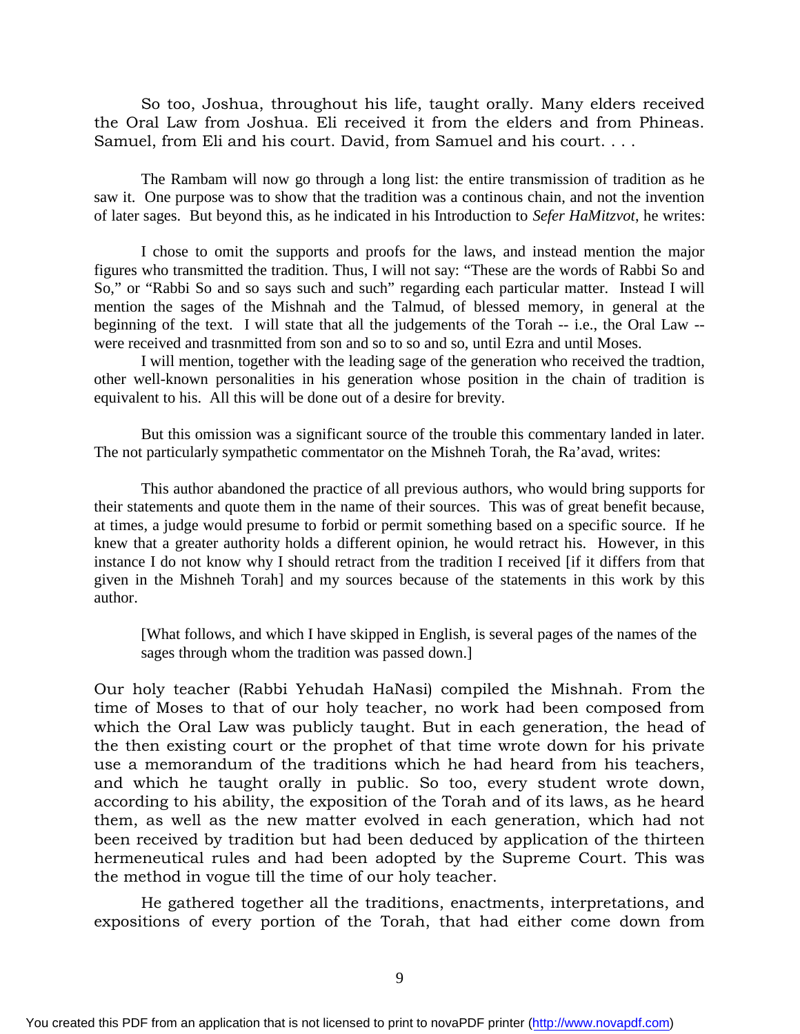So too, Joshua, throughout his life, taught orally. Many elders received the Oral Law from Joshua. Eli received it from the elders and from Phineas. Samuel, from Eli and his court. David, from Samuel and his court. . . .

The Rambam will now go through a long list: the entire transmission of tradition as he saw it. One purpose was to show that the tradition was a continous chain, and not the invention of later sages. But beyond this, as he indicated in his Introduction to *Sefer HaMitzvot*, he writes:

> I chose to omit the supports and proofs for the laws, and instead mention the major figures who transmitted the tradition. Thus, I will not say: "These are the words of Rabbi So and So," or "Rabbi So and so says such and such" regarding each particular matter. Instead I will mention the sages of the Mishnah and the Talmud, of blessed memory, in general at the beginning of the text. I will state that all the judgements of the Torah -- i.e., the Oral Law -- were received and trasnmitted from son and so to so and so, until Ezra and until Moses.
>
> I will mention, together with the leading sage of the generation who received the tradtion, other well-known personalities in his generation whose position in the chain of tradition is equivalent to his. All this will be done out of a desire for brevity.

But this omission was a significant source of the trouble this commentary landed in later. The not particularly sympathetic commentator on the Mishneh Torah, the Ra'avad, writes:

> This author abandoned the practice of all previous authors, who would bring supports for their statements and quote them in the name of their sources. This was of great benefit because, at times, a judge would presume to forbid or permit something based on a specific source. If he knew that a greater authority holds a different opinion, he would retract his. However, in this instance I do not know why I should retract from the tradition I received [if it differs from that given in the Mishneh Torah] and my sources because of the statements in this work by this author.

[What follows, and which I have skipped in English, is several pages of the names of the sages through whom the tradition was passed down.]

Our holy teacher (Rabbi Yehudah HaNasi) compiled the Mishnah. From the time of Moses to that of our holy teacher, no work had been composed from which the Oral Law was publicly taught. But in each generation, the head of the then existing court or the prophet of that time wrote down for his private use a memorandum of the traditions which he had heard from his teachers, and which he taught orally in public. So too, every student wrote down, according to his ability, the exposition of the Torah and of its laws, as he heard them, as well as the new matter evolved in each generation, which had not been received by tradition but had been deduced by application of the thirteen hermeneutical rules and had been adopted by the Supreme Court. This was the method in vogue till the time of our holy teacher.

He gathered together all the traditions, enactments, interpretations, and expositions of every portion of the Torah, that had either come down from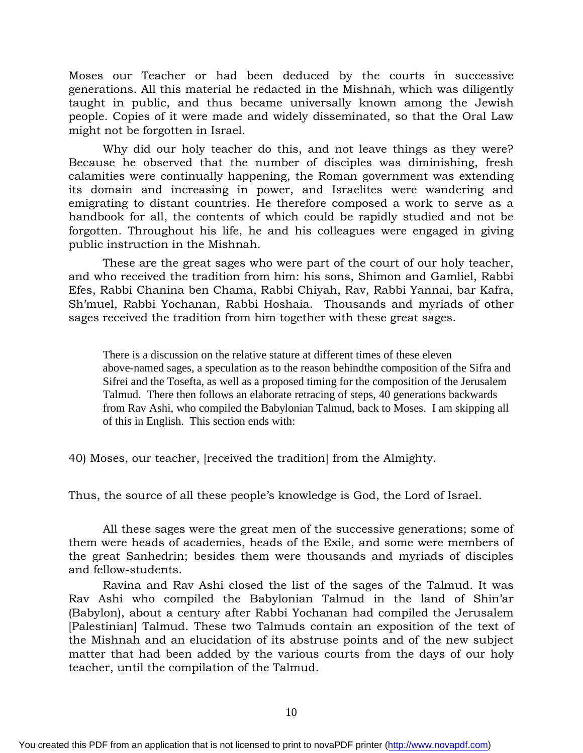Moses our Teacher or had been deduced by the courts in successive generations. All this material he redacted in the Mishnah, which was diligently taught in public, and thus became universally known among the Jewish people. Copies of it were made and widely disseminated, so that the Oral Law might not be forgotten in Israel.

Why did our holy teacher do this, and not leave things as they were? Because he observed that the number of disciples was diminishing, fresh calamities were continually happening, the Roman government was extending its domain and increasing in power, and Israelites were wandering and emigrating to distant countries. He therefore composed a work to serve as a handbook for all, the contents of which could be rapidly studied and not be forgotten. Throughout his life, he and his colleagues were engaged in giving public instruction in the Mishnah.

These are the great sages who were part of the court of our holy teacher, and who received the tradition from him: his sons, Shimon and Gamliel, Rabbi Efes, Rabbi Chanina ben Chama, Rabbi Chiyah, Rav, Rabbi Yannai, bar Kafra, Sh'muel, Rabbi Yochanan, Rabbi Hoshaia. Thousands and myriads of other sages received the tradition from him together with these great sages.

> There is a discussion on the relative stature at different times of these eleven above-named sages, a speculation as to the reason behindthe composition of the Sifra and Sifrei and the Tosefta, as well as a proposed timing for the composition of the Jerusalem Talmud. There then follows an elaborate retracing of steps, 40 generations backwards from Rav Ashi, who compiled the Babylonian Talmud, back to Moses. I am skipping all of this in English. This section ends with:

40) Moses, our teacher, [received the tradition] from the Almighty.

Thus, the source of all these people's knowledge is God, the Lord of Israel.

All these sages were the great men of the successive generations; some of them were heads of academies, heads of the Exile, and some were members of the great Sanhedrin; besides them were thousands and myriads of disciples and fellow-students.

Ravina and Rav Ashi closed the list of the sages of the Talmud. It was Rav Ashi who compiled the Babylonian Talmud in the land of Shin'ar (Babylon), about a century after Rabbi Yochanan had compiled the Jerusalem [Palestinian] Talmud. These two Talmuds contain an exposition of the text of the Mishnah and an elucidation of its abstruse points and of the new subject matter that had been added by the various courts from the days of our holy teacher, until the compilation of the Talmud.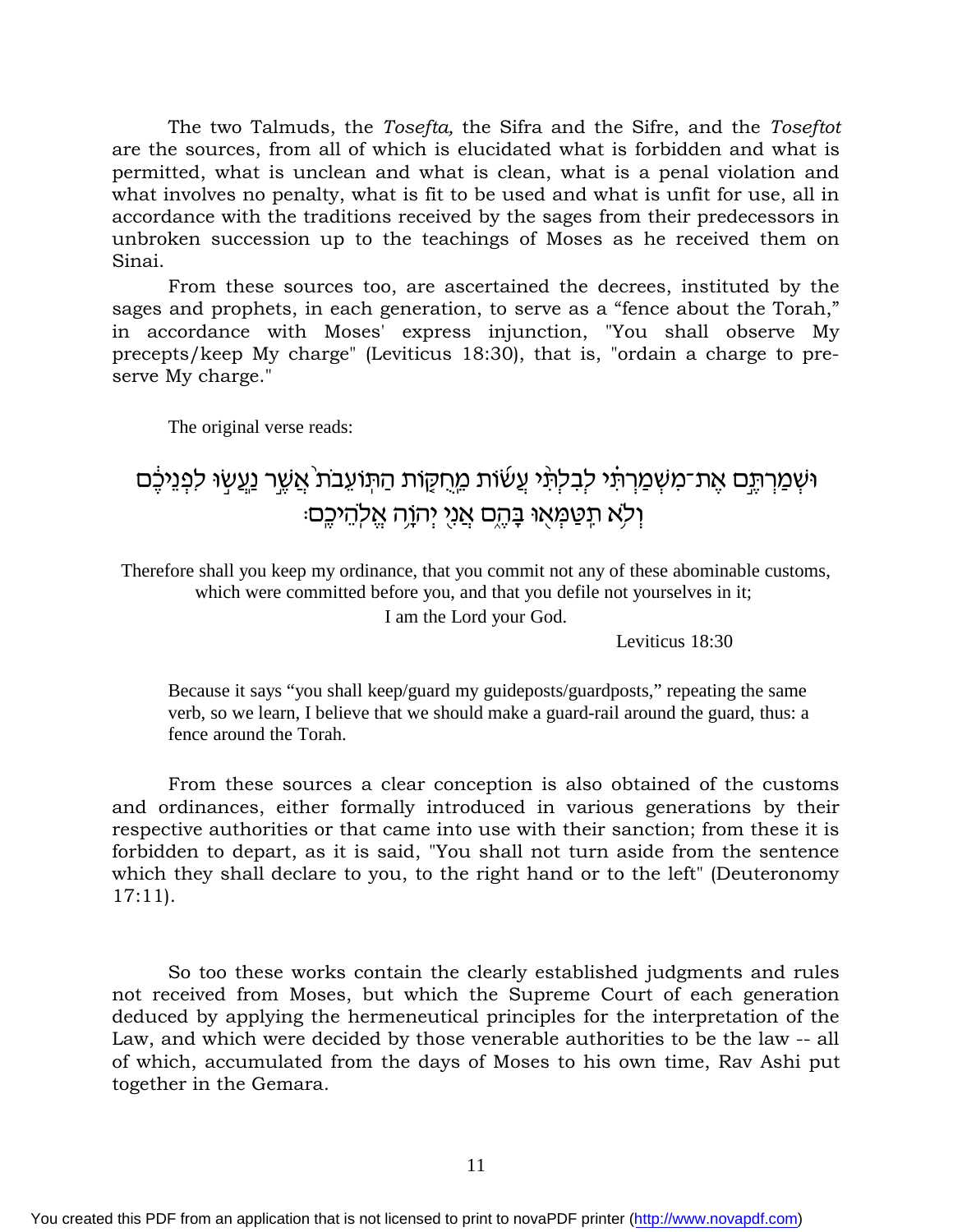The two Talmuds, the *Tosefta,* the Sifra and the Sifre, and the *Toseftot* are the sources, from all of which is elucidated what is forbidden and what is permitted, what is unclean and what is clean, what is a penal violation and what involves no penalty, what is fit to be used and what is unfit for use, all in accordance with the traditions received by the sages from their predecessors in unbroken succession up to the teachings of Moses as he received them on Sinai.

From these sources too, are ascertained the decrees, instituted by the sages and prophets, in each generation, to serve as a “fence about the Torah,” in accordance with Moses' express injunction, "You shall observe My precepts/keep My charge" (Leviticus 18:30), that is, "ordain a charge to preserve My charge."

The original verse reads:

וּשְׁמַרְתֶּ֣ם אֶת־מִשְׁמַרְתִּ֗י לְבִלְתִּ֞י עֲשׂ֨וֹת מֵחֻקּ֤וֹת הַתּוֹעֵבֹת֙ אֲשֶׁ֣ר נַעֲשׂ֣וּ לִפְנֵיכֶ֔ם
וְלֹ֥א תִֽטַּמְּא֖וּ בָּהֶ֑ם אֲנִ֖י יְהוָ֥ה אֱלֹהֵיכֶֽם׃

Therefore shall you keep my ordinance, that you commit not any of these abominable customs, which were committed before you, and that you defile not yourselves in it;
I am the Lord your God.

Leviticus 18:30

Because it says “you shall keep/guard my guideposts/guardposts,” repeating the same verb, so we learn, I believe that we should make a guard-rail around the guard, thus: a fence around the Torah.

From these sources a clear conception is also obtained of the customs and ordinances, either formally introduced in various generations by their respective authorities or that came into use with their sanction; from these it is forbidden to depart, as it is said, "You shall not turn aside from the sentence which they shall declare to you, to the right hand or to the left" (Deuteronomy 17:11).

So too these works contain the clearly established judgments and rules not received from Moses, but which the Supreme Court of each generation deduced by applying the hermeneutical principles for the interpretation of the Law, and which were decided by those venerable authorities to be the law -- all of which, accumulated from the days of Moses to his own time, Rav Ashi put together in the Gemara.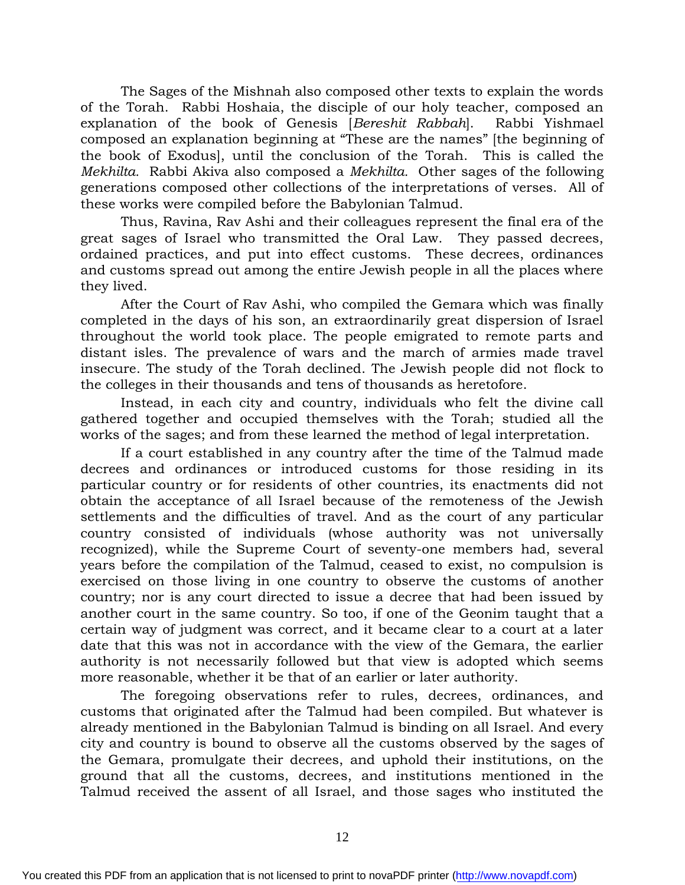The Sages of the Mishnah also composed other texts to explain the words of the Torah. Rabbi Hoshaia, the disciple of our holy teacher, composed an explanation of the book of Genesis [*Bereshit Rabbah*]. Rabbi Yishmael composed an explanation beginning at "These are the names" [the beginning of the book of Exodus], until the conclusion of the Torah. This is called the *Mekhilta.* Rabbi Akiva also composed a *Mekhilta*. Other sages of the following generations composed other collections of the interpretations of verses. All of these works were compiled before the Babylonian Talmud.

Thus, Ravina, Rav Ashi and their colleagues represent the final era of the great sages of Israel who transmitted the Oral Law. They passed decrees, ordained practices, and put into effect customs. These decrees, ordinances and customs spread out among the entire Jewish people in all the places where they lived.

After the Court of Rav Ashi, who compiled the Gemara which was finally completed in the days of his son, an extraordinarily great dispersion of Israel throughout the world took place. The people emigrated to remote parts and distant isles. The prevalence of wars and the march of armies made travel insecure. The study of the Torah declined. The Jewish people did not flock to the colleges in their thousands and tens of thousands as heretofore.

Instead, in each city and country, individuals who felt the divine call gathered together and occupied themselves with the Torah; studied all the works of the sages; and from these learned the method of legal interpretation.

If a court established in any country after the time of the Talmud made decrees and ordinances or introduced customs for those residing in its particular country or for residents of other countries, its enactments did not obtain the acceptance of all Israel because of the remoteness of the Jewish settlements and the difficulties of travel. And as the court of any particular country consisted of individuals (whose authority was not universally recognized), while the Supreme Court of seventy-one members had, several years before the compilation of the Talmud, ceased to exist, no compulsion is exercised on those living in one country to observe the customs of another country; nor is any court directed to issue a decree that had been issued by another court in the same country. So too, if one of the Geonim taught that a certain way of judgment was correct, and it became clear to a court at a later date that this was not in accordance with the view of the Gemara, the earlier authority is not necessarily followed but that view is adopted which seems more reasonable, whether it be that of an earlier or later authority.

The foregoing observations refer to rules, decrees, ordinances, and customs that originated after the Talmud had been compiled. But whatever is already mentioned in the Babylonian Talmud is binding on all Israel. And every city and country is bound to observe all the customs observed by the sages of the Gemara, promulgate their decrees, and uphold their institutions, on the ground that all the customs, decrees, and institutions mentioned in the Talmud received the assent of all Israel, and those sages who instituted the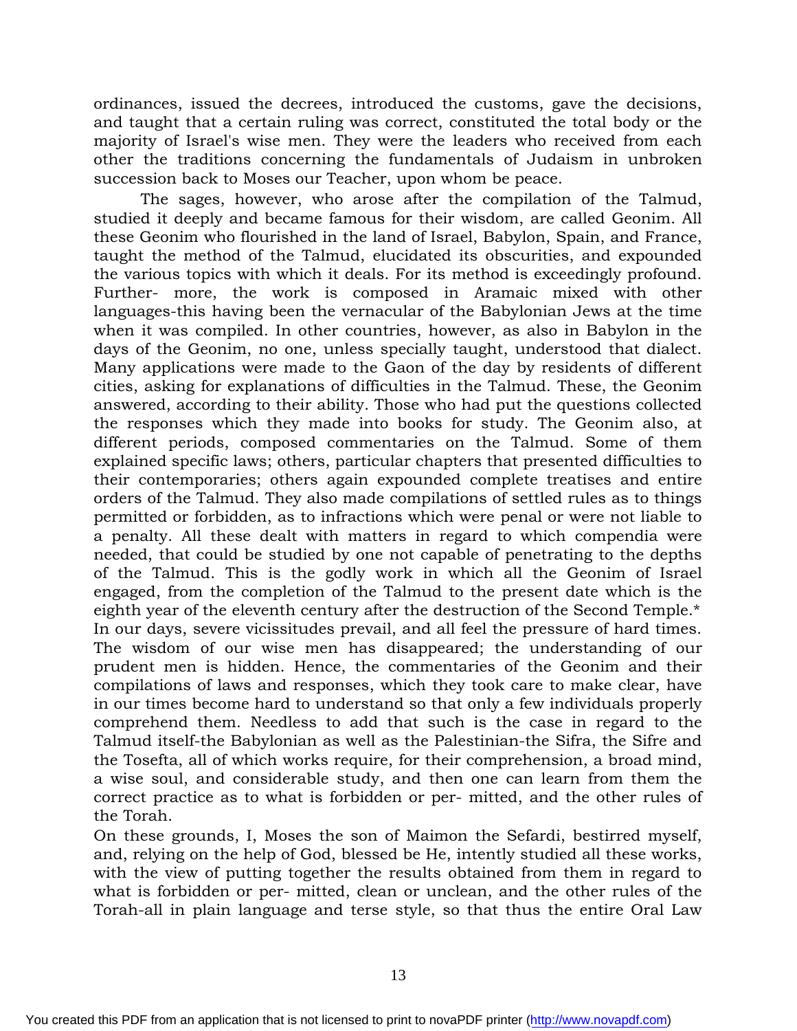ordinances, issued the decrees, introduced the customs, gave the decisions, and taught that a certain ruling was correct, constituted the total body or the majority of Israel's wise men. They were the leaders who received from each other the traditions concerning the fundamentals of Judaism in unbroken succession back to Moses our Teacher, upon whom be peace.

The sages, however, who arose after the compilation of the Talmud, studied it deeply and became famous for their wisdom, are called Geonim. All these Geonim who flourished in the land of Israel, Babylon, Spain, and France, taught the method of the Talmud, elucidated its obscurities, and expounded the various topics with which it deals. For its method is exceedingly profound. Further- more, the work is composed in Aramaic mixed with other languages-this having been the vernacular of the Babylonian Jews at the time when it was compiled. In other countries, however, as also in Babylon in the days of the Geonim, no one, unless specially taught, understood that dialect. Many applications were made to the Gaon of the day by residents of different cities, asking for explanations of difficulties in the Talmud. These, the Geonim answered, according to their ability. Those who had put the questions collected the responses which they made into books for study. The Geonim also, at different periods, composed commentaries on the Talmud. Some of them explained specific laws; others, particular chapters that presented difficulties to their contemporaries; others again expounded complete treatises and entire orders of the Talmud. They also made compilations of settled rules as to things permitted or forbidden, as to infractions which were penal or were not liable to a penalty. All these dealt with matters in regard to which compendia were needed, that could be studied by one not capable of penetrating to the depths of the Talmud. This is the godly work in which all the Geonim of Israel engaged, from the completion of the Talmud to the present date which is the eighth year of the eleventh century after the destruction of the Second Temple.* In our days, severe vicissitudes prevail, and all feel the pressure of hard times. The wisdom of our wise men has disappeared; the understanding of our prudent men is hidden. Hence, the commentaries of the Geonim and their compilations of laws and responses, which they took care to make clear, have in our times become hard to understand so that only a few individuals properly comprehend them. Needless to add that such is the case in regard to the Talmud itself-the Babylonian as well as the Palestinian-the Sifra, the Sifre and the Tosefta, all of which works require, for their comprehension, a broad mind, a wise soul, and considerable study, and then one can learn from them the correct practice as to what is forbidden or per- mitted, and the other rules of the Torah.

On these grounds, I, Moses the son of Maimon the Sefardi, bestirred myself, and, relying on the help of God, blessed be He, intently studied all these works, with the view of putting together the results obtained from them in regard to what is forbidden or per- mitted, clean or unclean, and the other rules of the Torah-all in plain language and terse style, so that thus the entire Oral Law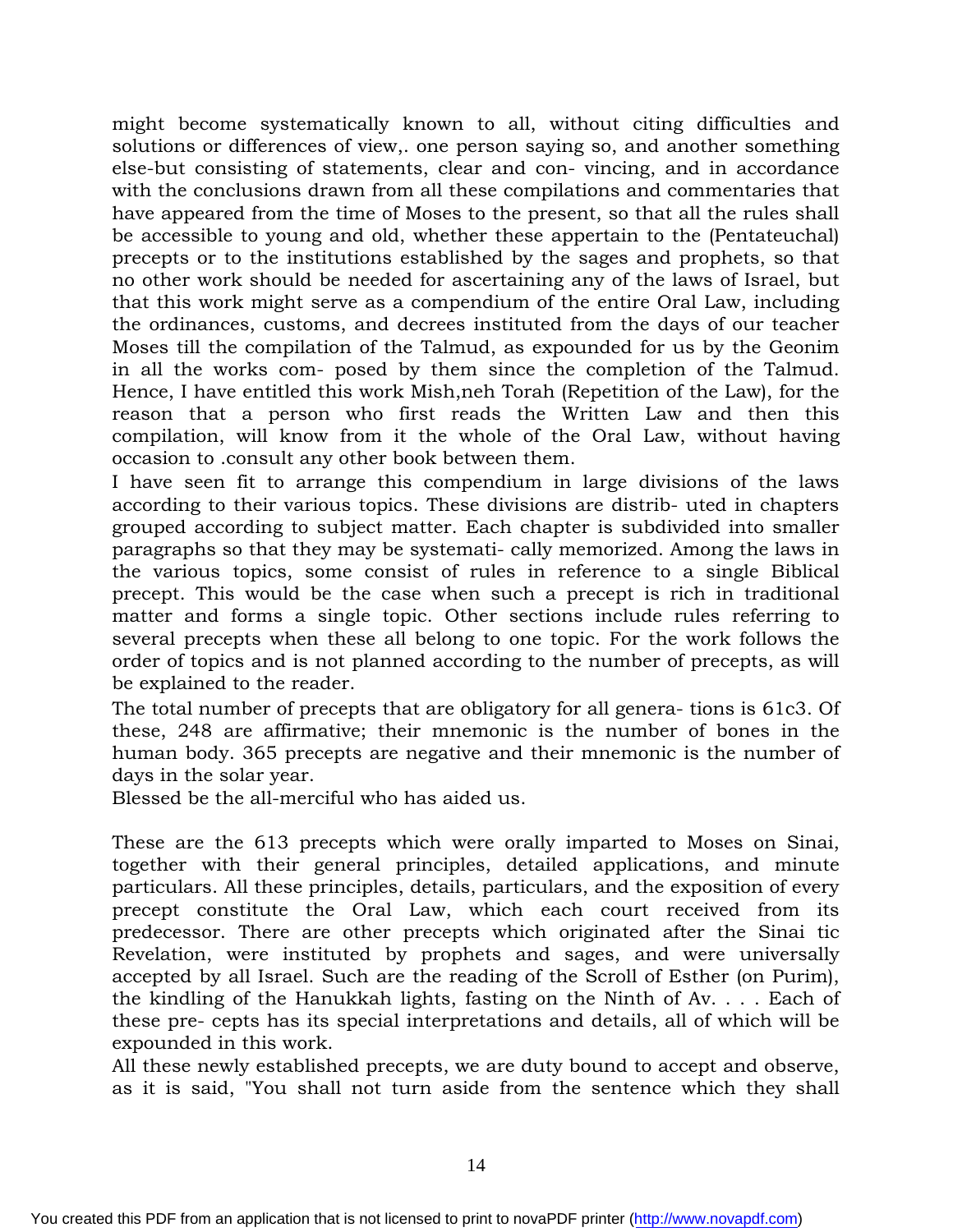might become systematically known to all, without citing difficulties and solutions or differences of view,. one person saying so, and another something else-but consisting of statements, clear and con- vincing, and in accordance with the conclusions drawn from all these compilations and commentaries that have appeared from the time of Moses to the present, so that all the rules shall be accessible to young and old, whether these appertain to the (Pentateuchal) precepts or to the institutions established by the sages and prophets, so that no other work should be needed for ascertaining any of the laws of Israel, but that this work might serve as a compendium of the entire Oral Law, including the ordinances, customs, and decrees instituted from the days of our teacher Moses till the compilation of the Talmud, as expounded for us by the Geonim in all the works com- posed by them since the completion of the Talmud. Hence, I have entitled this work Mish,neh Torah (Repetition of the Law), for the reason that a person who first reads the Written Law and then this compilation, will know from it the whole of the Oral Law, without having occasion to .consult any other book between them.

I have seen fit to arrange this compendium in large divisions of the laws according to their various topics. These divisions are distrib- uted in chapters grouped according to subject matter. Each chapter is subdivided into smaller paragraphs so that they may be systemati- cally memorized. Among the laws in the various topics, some consist of rules in reference to a single Biblical precept. This would be the case when such a precept is rich in traditional matter and forms a single topic. Other sections include rules referring to several precepts when these all belong to one topic. For the work follows the order of topics and is not planned according to the number of precepts, as will be explained to the reader.

The total number of precepts that are obligatory for all genera- tions is 61c3. Of these, 248 are affirmative; their mnemonic is the number of bones in the human body. 365 precepts are negative and their mnemonic is the number of days in the solar year.

Blessed be the all-merciful who has aided us.

These are the 613 precepts which were orally imparted to Moses on Sinai, together with their general principles, detailed applications, and minute particulars. All these principles, details, particulars, and the exposition of every precept constitute the Oral Law, which each court received from its predecessor. There are other precepts which originated after the Sinai tic Revelation, were instituted by prophets and sages, and were universally accepted by all Israel. Such are the reading of the Scroll of Esther (on Purim), the kindling of the Hanukkah lights, fasting on the Ninth of Av. . . . Each of these pre- cepts has its special interpretations and details, all of which will be expounded in this work.

All these newly established precepts, we are duty bound to accept and observe, as it is said, "You shall not turn aside from the sentence which they shall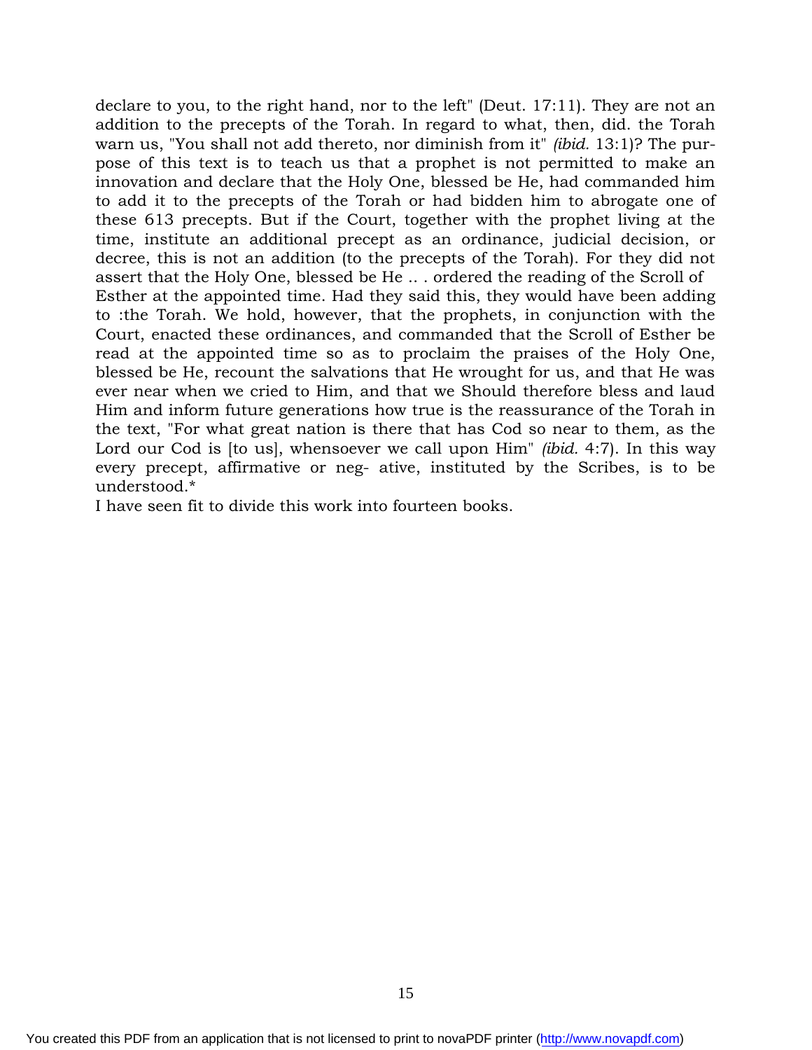declare to you, to the right hand, nor to the left" (Deut. 17:11). They are not an addition to the precepts of the Torah. In regard to what, then, did. the Torah warn us, "You shall not add thereto, nor diminish from it" *(ibid.* 13:1)? The purpose of this text is to teach us that a prophet is not permitted to make an innovation and declare that the Holy One, blessed be He, had commanded him to add it to the precepts of the Torah or had bidden him to abrogate one of these 613 precepts. But if the Court, together with the prophet living at the time, institute an additional precept as an ordinance, judicial decision, or decree, this is not an addition (to the precepts of the Torah). For they did not assert that the Holy One, blessed be He .. . ordered the reading of the Scroll of Esther at the appointed time. Had they said this, they would have been adding to :the Torah. We hold, however, that the prophets, in conjunction with the Court, enacted these ordinances, and commanded that the Scroll of Esther be read at the appointed time so as to proclaim the praises of the Holy One, blessed be He, recount the salvations that He wrought for us, and that He was ever near when we cried to Him, and that we Should therefore bless and laud Him and inform future generations how true is the reassurance of the Torah in the text, "For what great nation is there that has Cod so near to them, as the Lord our Cod is [to us], whensoever we call upon Him" *(ibid.* 4:7). In this way every precept, affirmative or neg- ative, instituted by the Scribes, is to be understood.*

I have seen fit to divide this work into fourteen books.